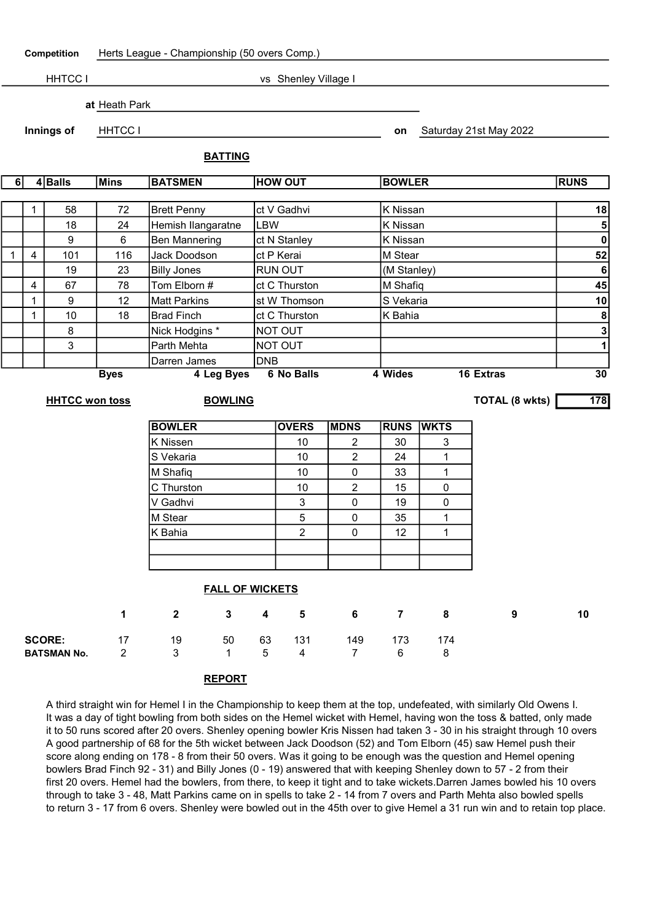**Competition** Herts League - Championship (50 overs Comp.)

HHTCC I vs Shenley Village I

**at** Heath Park

**Innings of** HHTCC I **on** Saturday 21st May 2022

## BATTING

| 6 | 4 | Balls | Mins | BATSMEN | HOW OUT | BOWLER | RUNS |
|---|---|---|---|---|---|---|---|
| | 1 | 58 | 72 | Brett Penny | ct V Gadhvi | K Nissan | 18 |
| | | 18 | 24 | Hemish Ilangaratne | LBW | K Nissan | 5 |
| | | 9 | 6 | Ben Mannering | ct N Stanley | K Nissan | 0 |
| 1 | 4 | 101 | 116 | Jack Doodson | ct P Kerai | M Stear | 52 |
| | | 19 | 23 | Billy Jones | RUN OUT | (M Stanley) | 6 |
| | 4 | 67 | 78 | Tom Elborn # | ct C Thurston | M Shafiq | 45 |
| | 1 | 9 | 12 | Matt Parkins | st W Thomson | S Vekaria | 10 |
| | 1 | 10 | 18 | Brad Finch | ct C Thurston | K Bahia | 8 |
| | | 8 | | Nick Hodgins * | NOT OUT | | 3 |
| | | 3 | | Parth Mehta | NOT OUT | | 1 |
| | | | | Darren James | DNB | | |

Byes 4 Leg Byes 6 No Balls 4 Wides 16 Extras 30

**HHTCC won toss**

**TOTAL (8 wkts) 178**

## BOWLING

| BOWLER | OVERS | MDNS | RUNS | WKTS |
|---|---|---|---|---|
| K Nissen | 10 | 2 | 30 | 3 |
| S Vekaria | 10 | 2 | 24 | 1 |
| M Shafiq | 10 | 0 | 33 | 1 |
| C Thurston | 10 | 2 | 15 | 0 |
| V Gadhvi | 3 | 0 | 19 | 0 |
| M Stear | 5 | 0 | 35 | 1 |
| K Bahia | 2 | 0 | 12 | 1 |

## FALL OF WICKETS

| | 1 | 2 | 3 | 4 | 5 | 6 | 7 | 8 | 9 | 10 |
|---|---|---|---|---|---|---|---|---|---|---|
| SCORE: | 17 | 19 | 50 | 63 | 131 | 149 | 173 | 174 | | |
| BATSMAN No. | 2 | 3 | 1 | 5 | 4 | 7 | 6 | 8 | | |

## REPORT

A third straight win for Hemel I in the Championship to keep them at the top, undefeated, with similarly Old Owens I. It was a day of tight bowling from both sides on the Hemel wicket with Hemel, having won the toss & batted, only made it to 50 runs scored after 20 overs. Shenley opening bowler Kris Nissen had taken 3 - 30 in his straight through 10 overs A good partnership of 68 for the 5th wicket between Jack Doodson (52) and Tom Elborn (45) saw Hemel push their score along ending on 178 - 8 from their 50 overs. Was it going to be enough was the question and Hemel opening bowlers Brad Finch 92 - 31) and Billy Jones (0 - 19) answered that with keeping Shenley down to 57 - 2 from their first 20 overs. Hemel had the bowlers, from there, to keep it tight and to take wickets.Darren James bowled his 10 overs through to take 3 - 48, Matt Parkins came on in spells to take 2 - 14 from 7 overs and Parth Mehta also bowled spells to return 3 - 17 from 6 overs. Shenley were bowled out in the 45th over to give Hemel a 31 run win and to retain top place.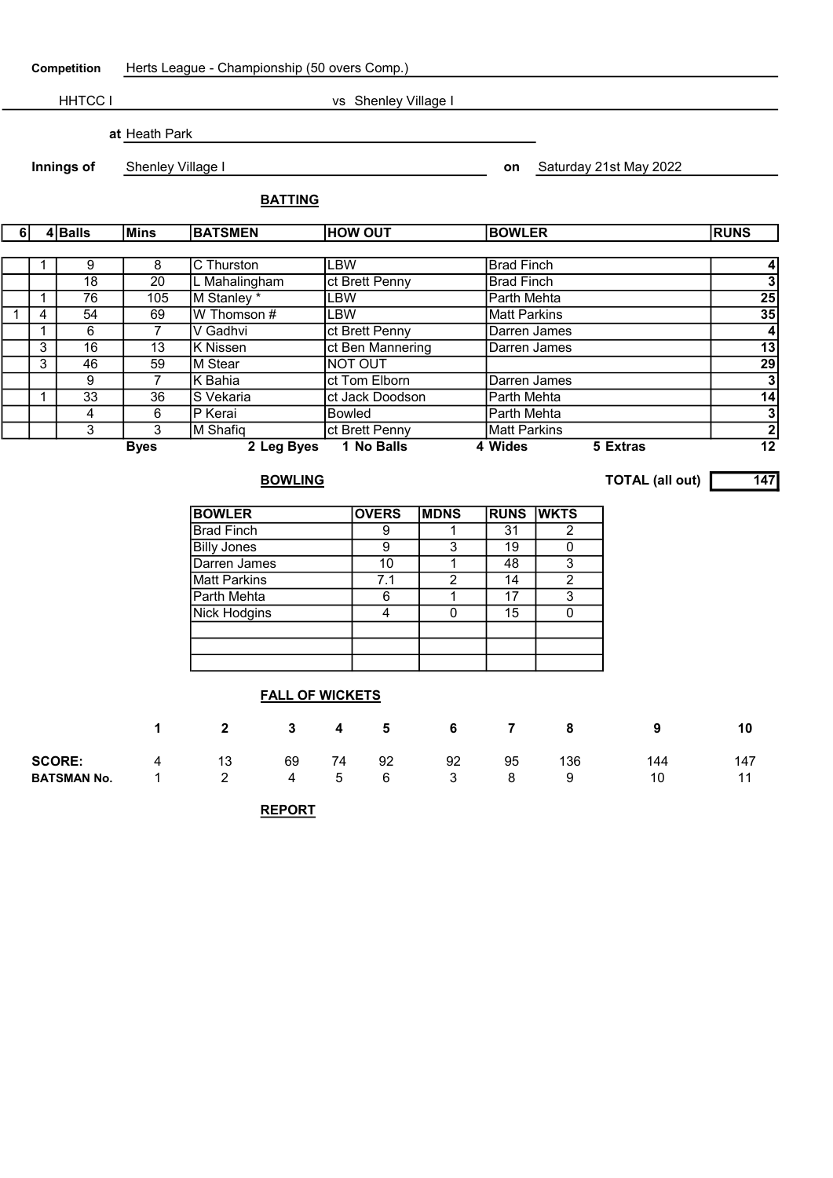**Competition** Herts League - Championship (50 overs Comp.)

HHTCC I vs Shenley Village I

**at** Heath Park

**Innings of** Shenley Village I **on** Saturday 21st May 2022

**BATTING**

| 6 | 4 | Balls | Mins | BATSMEN | HOW OUT | BOWLER | RUNS |
|---|---|---|---|---|---|---|---|
| | 1 | 9 | 8 | C Thurston | LBW | Brad Finch | 4 |
| | | 18 | 20 | L Mahalingham | ct Brett Penny | Brad Finch | 3 |
| | 1 | 76 | 105 | M Stanley * | LBW | Parth Mehta | 25 |
| 1 | 4 | 54 | 69 | W Thomson # | LBW | Matt Parkins | 35 |
| | 1 | 6 | 7 | V Gadhvi | ct Brett Penny | Darren James | 4 |
| | 3 | 16 | 13 | K Nissen | ct Ben Mannering | Darren James | 13 |
| | 3 | 46 | 59 | M Stear | NOT OUT | | 29 |
| | | 9 | 7 | K Bahia | ct Tom Elborn | Darren James | 3 |
| | 1 | 33 | 36 | S Vekaria | ct Jack Doodson | Parth Mehta | 14 |
| | | 4 | 6 | P Kerai | Bowled | Parth Mehta | 3 |
| | | 3 | 3 | M Shafiq | ct Brett Penny | Matt Parkins | 2 |

Byes 2 Leg Byes 1 No Balls 4 Wides 5 Extras 12

**BOWLING**

**TOTAL (all out)** 147

| BOWLER | OVERS | MDNS | RUNS | WKTS |
|---|---|---|---|---|
| Brad Finch | 9 | 1 | 31 | 2 |
| Billy Jones | 9 | 3 | 19 | 0 |
| Darren James | 10 | 1 | 48 | 3 |
| Matt Parkins | 7.1 | 2 | 14 | 2 |
| Parth Mehta | 6 | 1 | 17 | 3 |
| Nick Hodgins | 4 | 0 | 15 | 0 |

**FALL OF WICKETS**

| | 1 | 2 | 3 | 4 | 5 | 6 | 7 | 8 | 9 | 10 |
|---|---|---|---|---|---|---|---|---|---|---|
| **SCORE:** | 4 | 13 | 69 | 74 | 92 | 92 | 95 | 136 | 144 | 147 |
| **BATSMAN No.** | 1 | 2 | 4 | 5 | 6 | 3 | 8 | 9 | 10 | 11 |

**REPORT**